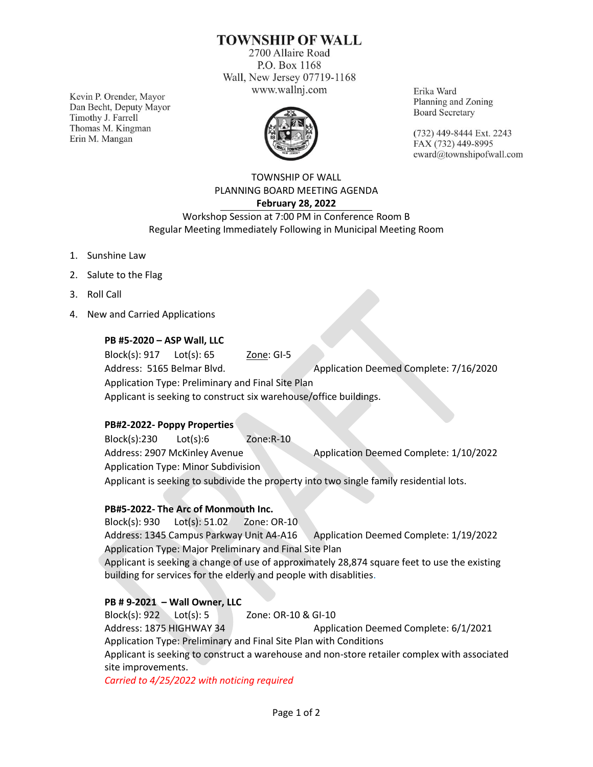# TOWNSHIP OF WALL

2700 Allaire Road
P.O. Box 1168
Wall, New Jersey 07719-1168
www.wallnj.com

Kevin P. Orender, Mayor
Dan Becht, Deputy Mayor
Timothy J. Farrell
Thomas M. Kingman
Erin M. Mangan

Erika Ward
Planning and Zoning
Board Secretary

(732) 449-8444 Ext. 2243
FAX (732) 449-8995
eward@townshipofwall.com

TOWNSHIP OF WALL
PLANNING BOARD MEETING AGENDA
**February 28, 2022**
Workshop Session at 7:00 PM in Conference Room B
Regular Meeting Immediately Following in Municipal Meeting Room

1. Sunshine Law
2. Salute to the Flag
3. Roll Call
4. New and Carried Applications

**PB #5-2020 – ASP Wall, LLC**
Block(s): 917 Lot(s): 65 Zone: GI-5
Address: 5165 Belmar Blvd. Application Deemed Complete: 7/16/2020
Application Type: Preliminary and Final Site Plan
Applicant is seeking to construct six warehouse/office buildings.

**PB#2-2022- Poppy Properties**
Block(s):230 Lot(s):6 Zone:R-10
Address: 2907 McKinley Avenue Application Deemed Complete: 1/10/2022
Application Type: Minor Subdivision
Applicant is seeking to subdivide the property into two single family residential lots.

**PB#5-2022- The Arc of Monmouth Inc.**
Block(s): 930 Lot(s): 51.02 Zone: OR-10
Address: 1345 Campus Parkway Unit A4-A16 Application Deemed Complete: 1/19/2022
Application Type: Major Preliminary and Final Site Plan
Applicant is seeking a change of use of approximately 28,874 square feet to use the existing building for services for the elderly and people with disablities.

**PB # 9-2021 – Wall Owner, LLC**
Block(s): 922 Lot(s): 5 Zone: OR-10 & GI-10
Address: 1875 HIGHWAY 34 Application Deemed Complete: 6/1/2021
Application Type: Preliminary and Final Site Plan with Conditions
Applicant is seeking to construct a warehouse and non-store retailer complex with associated site improvements.
*Carried to 4/25/2022 with noticing required*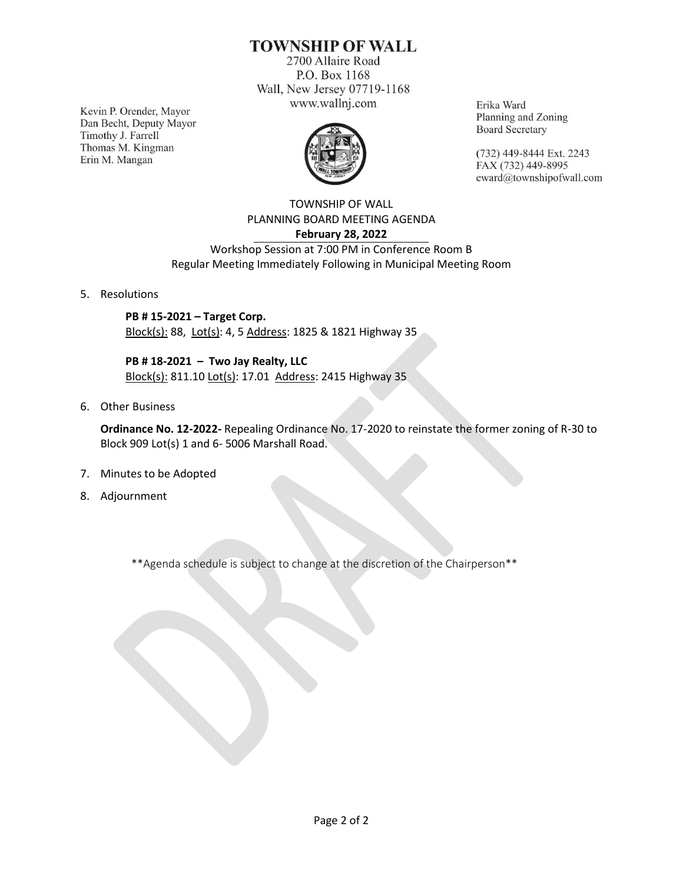# TOWNSHIP OF WALL

2700 Allaire Road
P.O. Box 1168
Wall, New Jersey 07719-1168
www.wallnj.com

Kevin P. Orender, Mayor
Dan Becht, Deputy Mayor
Timothy J. Farrell
Thomas M. Kingman
Erin M. Mangan

Erika Ward
Planning and Zoning
Board Secretary

(732) 449-8444 Ext. 2243
FAX (732) 449-8995
eward@townshipofwall.com

TOWNSHIP OF WALL
PLANNING BOARD MEETING AGENDA
**February 28, 2022**
Workshop Session at 7:00 PM in Conference Room B
Regular Meeting Immediately Following in Municipal Meeting Room

5. Resolutions

   **PB # 15-2021 – Target Corp.**
   Block(s): 88, Lot(s): 4, 5 Address: 1825 & 1821 Highway 35

   **PB # 18-2021 – Two Jay Realty, LLC**
   Block(s): 811.10 Lot(s): 17.01 Address: 2415 Highway 35

6. Other Business

   **Ordinance No. 12-2022-** Repealing Ordinance No. 17-2020 to reinstate the former zoning of R-30 to Block 909 Lot(s) 1 and 6- 5006 Marshall Road.

7. Minutes to be Adopted
8. Adjournment

**Agenda schedule is subject to change at the discretion of the Chairperson**

DRAFT